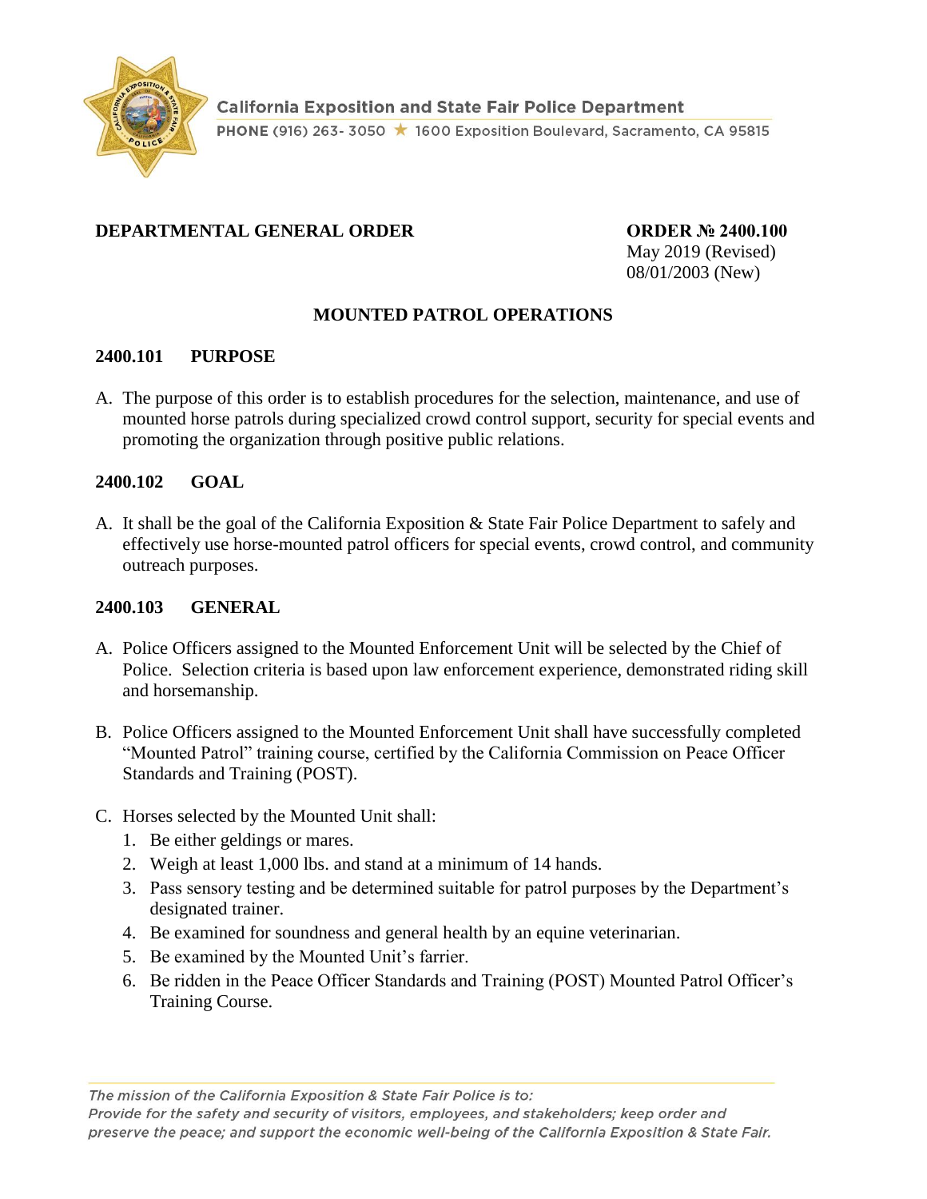California Exposition and State Fair Police Department

PHONE (916) 263- 3050 ★ 1600 Exposition Boulevard, Sacramento, CA 95815

**DEPARTMENTAL GENERAL ORDER**

**ORDER № 2400.100**
May 2019 (Revised)
08/01/2003 (New)

## MOUNTED PATROL OPERATIONS

### 2400.101 PURPOSE

A. The purpose of this order is to establish procedures for the selection, maintenance, and use of mounted horse patrols during specialized crowd control support, security for special events and promoting the organization through positive public relations.

### 2400.102 GOAL

A. It shall be the goal of the California Exposition & State Fair Police Department to safely and effectively use horse-mounted patrol officers for special events, crowd control, and community outreach purposes.

### 2400.103 GENERAL

A. Police Officers assigned to the Mounted Enforcement Unit will be selected by the Chief of Police. Selection criteria is based upon law enforcement experience, demonstrated riding skill and horsemanship.

B. Police Officers assigned to the Mounted Enforcement Unit shall have successfully completed "Mounted Patrol" training course, certified by the California Commission on Peace Officer Standards and Training (POST).

C. Horses selected by the Mounted Unit shall:
   1. Be either geldings or mares.
   2. Weigh at least 1,000 lbs. and stand at a minimum of 14 hands.
   3. Pass sensory testing and be determined suitable for patrol purposes by the Department's designated trainer.
   4. Be examined for soundness and general health by an equine veterinarian.
   5. Be examined by the Mounted Unit's farrier.
   6. Be ridden in the Peace Officer Standards and Training (POST) Mounted Patrol Officer's Training Course.

*The mission of the California Exposition & State Fair Police is to:*
*Provide for the safety and security of visitors, employees, and stakeholders; keep order and preserve the peace; and support the economic well-being of the California Exposition & State Fair.*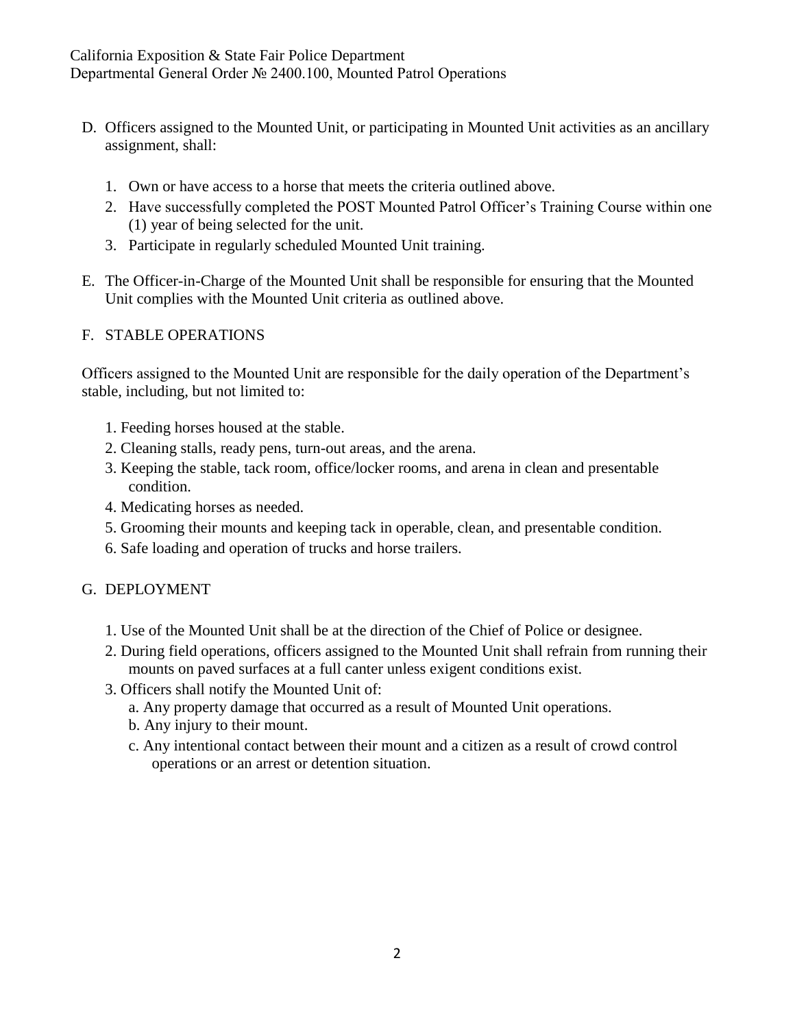D. Officers assigned to the Mounted Unit, or participating in Mounted Unit activities as an ancillary assignment, shall:

   1. Own or have access to a horse that meets the criteria outlined above.
   2. Have successfully completed the POST Mounted Patrol Officer's Training Course within one (1) year of being selected for the unit.
   3. Participate in regularly scheduled Mounted Unit training.

E. The Officer-in-Charge of the Mounted Unit shall be responsible for ensuring that the Mounted Unit complies with the Mounted Unit criteria as outlined above.

F. STABLE OPERATIONS

Officers assigned to the Mounted Unit are responsible for the daily operation of the Department's stable, including, but not limited to:

   1. Feeding horses housed at the stable.
   2. Cleaning stalls, ready pens, turn-out areas, and the arena.
   3. Keeping the stable, tack room, office/locker rooms, and arena in clean and presentable condition.
   4. Medicating horses as needed.
   5. Grooming their mounts and keeping tack in operable, clean, and presentable condition.
   6. Safe loading and operation of trucks and horse trailers.

G. DEPLOYMENT

   1. Use of the Mounted Unit shall be at the direction of the Chief of Police or designee.
   2. During field operations, officers assigned to the Mounted Unit shall refrain from running their mounts on paved surfaces at a full canter unless exigent conditions exist.
   3. Officers shall notify the Mounted Unit of:
      a. Any property damage that occurred as a result of Mounted Unit operations.
      b. Any injury to their mount.
      c. Any intentional contact between their mount and a citizen as a result of crowd control operations or an arrest or detention situation.